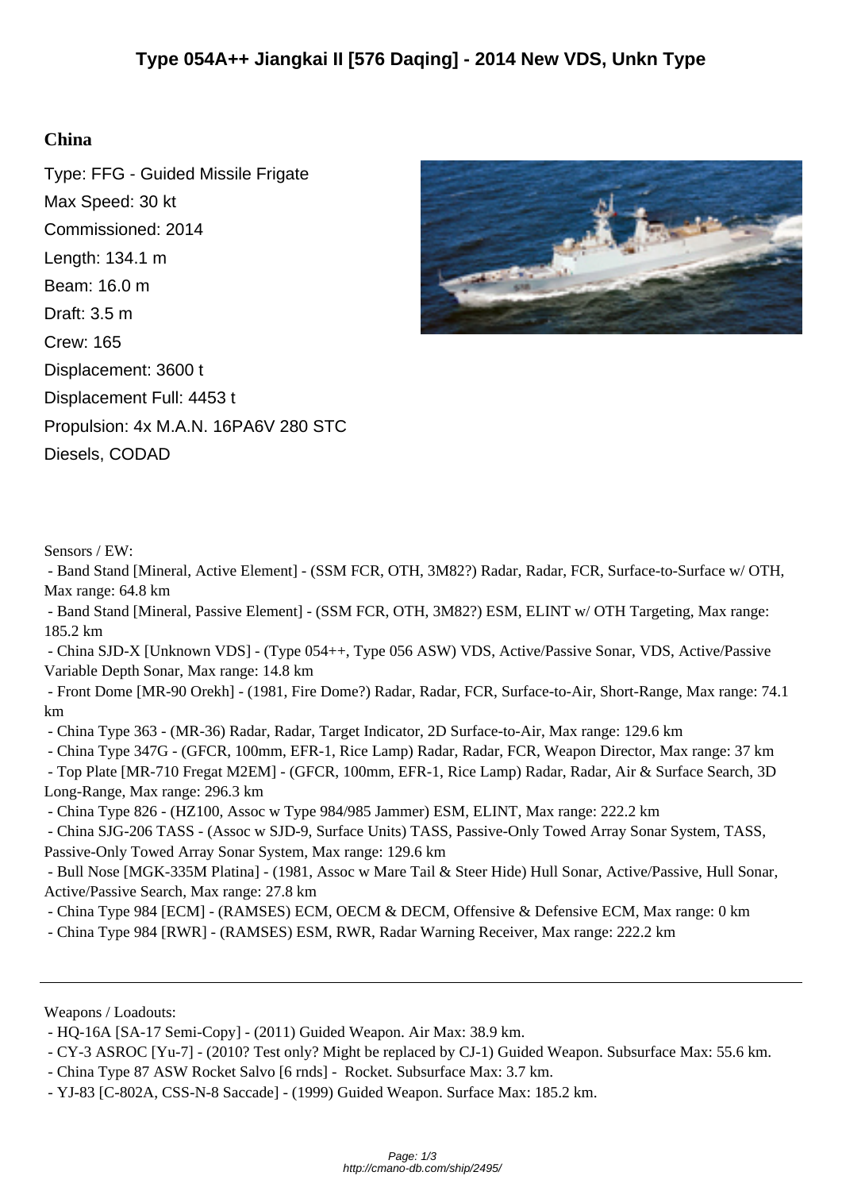# Type 054A++ Jiangkai II [576 Daqing] - 2014 New VDS, Unkn Type

## China

Type: FFG - Guided Missile Frigate
Max Speed: 30 kt
Commissioned: 2014
Length: 134.1 m
Beam: 16.0 m
Draft: 3.5 m
Crew: 165
Displacement: 3600 t
Displacement Full: 4453 t
Propulsion: 4x M.A.N. 16PA6V 280 STC Diesels, CODAD

Sensors / EW:

- Band Stand [Mineral, Active Element] - (SSM FCR, OTH, 3M82?) Radar, Radar, FCR, Surface-to-Surface w/ OTH, Max range: 64.8 km
- Band Stand [Mineral, Passive Element] - (SSM FCR, OTH, 3M82?) ESM, ELINT w/ OTH Targeting, Max range: 185.2 km
- China SJD-X [Unknown VDS] - (Type 054++, Type 056 ASW) VDS, Active/Passive Sonar, VDS, Active/Passive Variable Depth Sonar, Max range: 14.8 km
- Front Dome [MR-90 Orekh] - (1981, Fire Dome?) Radar, Radar, FCR, Surface-to-Air, Short-Range, Max range: 74.1 km
- China Type 363 - (MR-36) Radar, Radar, Target Indicator, 2D Surface-to-Air, Max range: 129.6 km
- China Type 347G - (GFCR, 100mm, EFR-1, Rice Lamp) Radar, Radar, FCR, Weapon Director, Max range: 37 km
- Top Plate [MR-710 Fregat M2EM] - (GFCR, 100mm, EFR-1, Rice Lamp) Radar, Radar, Air & Surface Search, 3D Long-Range, Max range: 296.3 km
- China Type 826 - (HZ100, Assoc w Type 984/985 Jammer) ESM, ELINT, Max range: 222.2 km
- China SJG-206 TASS - (Assoc w SJD-9, Surface Units) TASS, Passive-Only Towed Array Sonar System, TASS, Passive-Only Towed Array Sonar System, Max range: 129.6 km
- Bull Nose [MGK-335M Platina] - (1981, Assoc w Mare Tail & Steer Hide) Hull Sonar, Active/Passive, Hull Sonar, Active/Passive Search, Max range: 27.8 km
- China Type 984 [ECM] - (RAMSES) ECM, OECM & DECM, Offensive & Defensive ECM, Max range: 0 km
- China Type 984 [RWR] - (RAMSES) ESM, RWR, Radar Warning Receiver, Max range: 222.2 km

---

Weapons / Loadouts:

- HQ-16A [SA-17 Semi-Copy] - (2011) Guided Weapon. Air Max: 38.9 km.
- CY-3 ASROC [Yu-7] - (2010? Test only? Might be replaced by CJ-1) Guided Weapon. Subsurface Max: 55.6 km.
- China Type 87 ASW Rocket Salvo [6 rnds] - Rocket. Subsurface Max: 3.7 km.
- YJ-83 [C-802A, CSS-N-8 Saccade] - (1999) Guided Weapon. Surface Max: 185.2 km.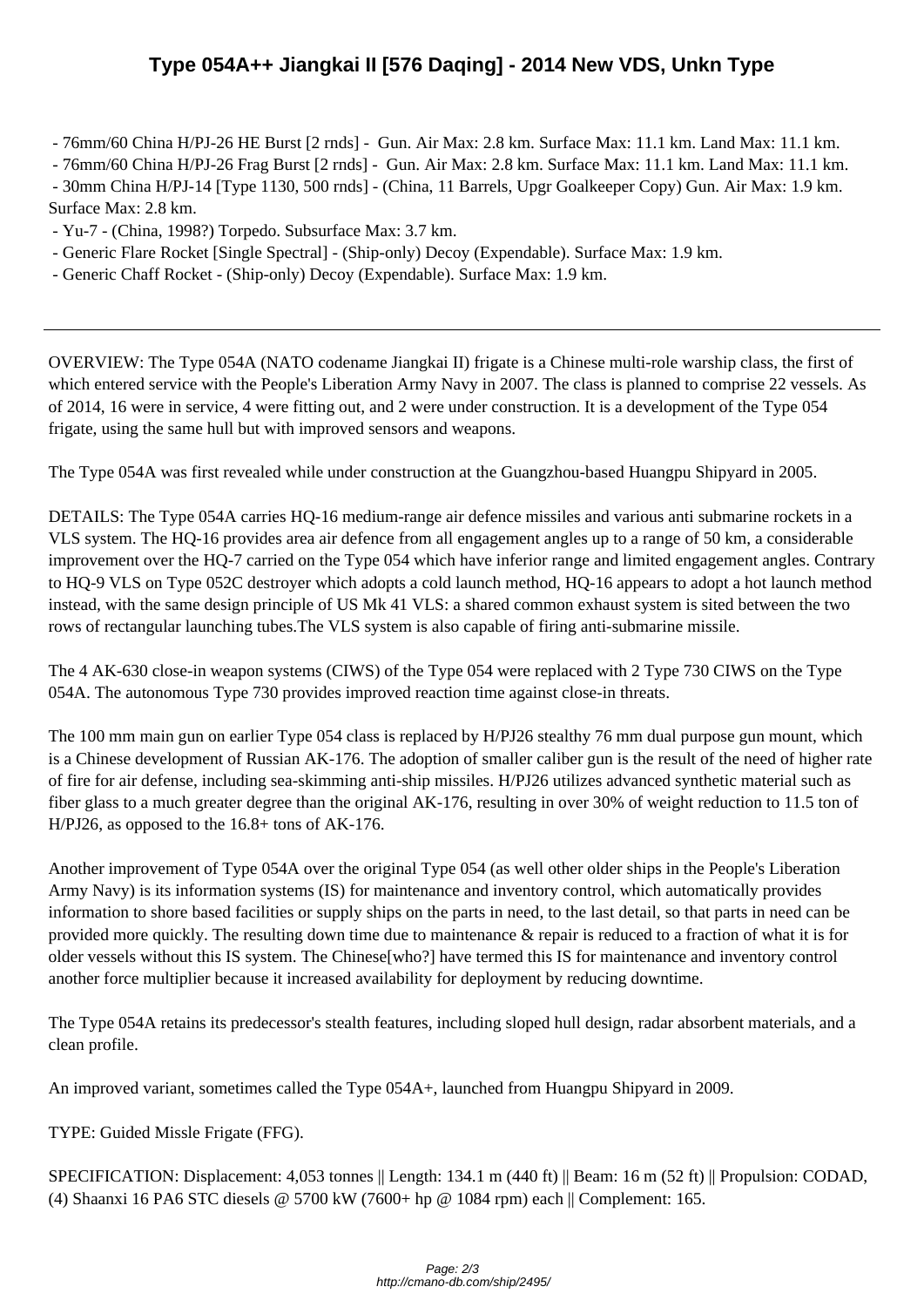- 76mm/60 China H/PJ-26 HE Burst [2 rnds] - Gun. Air Max: 2.8 km. Surface Max: 11.1 km. Land Max: 11.1 km.
- 76mm/60 China H/PJ-26 Frag Burst [2 rnds] - Gun. Air Max: 2.8 km. Surface Max: 11.1 km. Land Max: 11.1 km.
- 30mm China H/PJ-14 [Type 1130, 500 rnds] - (China, 11 Barrels, Upgr Goalkeeper Copy) Gun. Air Max: 1.9 km. Surface Max: 2.8 km.
- Yu-7 - (China, 1998?) Torpedo. Subsurface Max: 3.7 km.
- Generic Flare Rocket [Single Spectral] - (Ship-only) Decoy (Expendable). Surface Max: 1.9 km.
- Generic Chaff Rocket - (Ship-only) Decoy (Expendable). Surface Max: 1.9 km.

---

OVERVIEW: The Type 054A (NATO codename Jiangkai II) frigate is a Chinese multi-role warship class, the first of which entered service with the People's Liberation Army Navy in 2007. The class is planned to comprise 22 vessels. As of 2014, 16 were in service, 4 were fitting out, and 2 were under construction. It is a development of the Type 054 frigate, using the same hull but with improved sensors and weapons.

The Type 054A was first revealed while under construction at the Guangzhou-based Huangpu Shipyard in 2005.

DETAILS: The Type 054A carries HQ-16 medium-range air defence missiles and various anti submarine rockets in a VLS system. The HQ-16 provides area air defence from all engagement angles up to a range of 50 km, a considerable improvement over the HQ-7 carried on the Type 054 which have inferior range and limited engagement angles. Contrary to HQ-9 VLS on Type 052C destroyer which adopts a cold launch method, HQ-16 appears to adopt a hot launch method instead, with the same design principle of US Mk 41 VLS: a shared common exhaust system is sited between the two rows of rectangular launching tubes.The VLS system is also capable of firing anti-submarine missile.

The 4 AK-630 close-in weapon systems (CIWS) of the Type 054 were replaced with 2 Type 730 CIWS on the Type 054A. The autonomous Type 730 provides improved reaction time against close-in threats.

The 100 mm main gun on earlier Type 054 class is replaced by H/PJ26 stealthy 76 mm dual purpose gun mount, which is a Chinese development of Russian AK-176. The adoption of smaller caliber gun is the result of the need of higher rate of fire for air defense, including sea-skimming anti-ship missiles. H/PJ26 utilizes advanced synthetic material such as fiber glass to a much greater degree than the original AK-176, resulting in over 30% of weight reduction to 11.5 ton of H/PJ26, as opposed to the 16.8+ tons of AK-176.

Another improvement of Type 054A over the original Type 054 (as well other older ships in the People's Liberation Army Navy) is its information systems (IS) for maintenance and inventory control, which automatically provides information to shore based facilities or supply ships on the parts in need, to the last detail, so that parts in need can be provided more quickly. The resulting down time due to maintenance & repair is reduced to a fraction of what it is for older vessels without this IS system. The Chinese[who?] have termed this IS for maintenance and inventory control another force multiplier because it increased availability for deployment by reducing downtime.

The Type 054A retains its predecessor's stealth features, including sloped hull design, radar absorbent materials, and a clean profile.

An improved variant, sometimes called the Type 054A+, launched from Huangpu Shipyard in 2009.

TYPE: Guided Missle Frigate (FFG).

SPECIFICATION: Displacement: 4,053 tonnes || Length: 134.1 m (440 ft) || Beam: 16 m (52 ft) || Propulsion: CODAD, (4) Shaanxi 16 PA6 STC diesels @ 5700 kW (7600+ hp @ 1084 rpm) each || Complement: 165.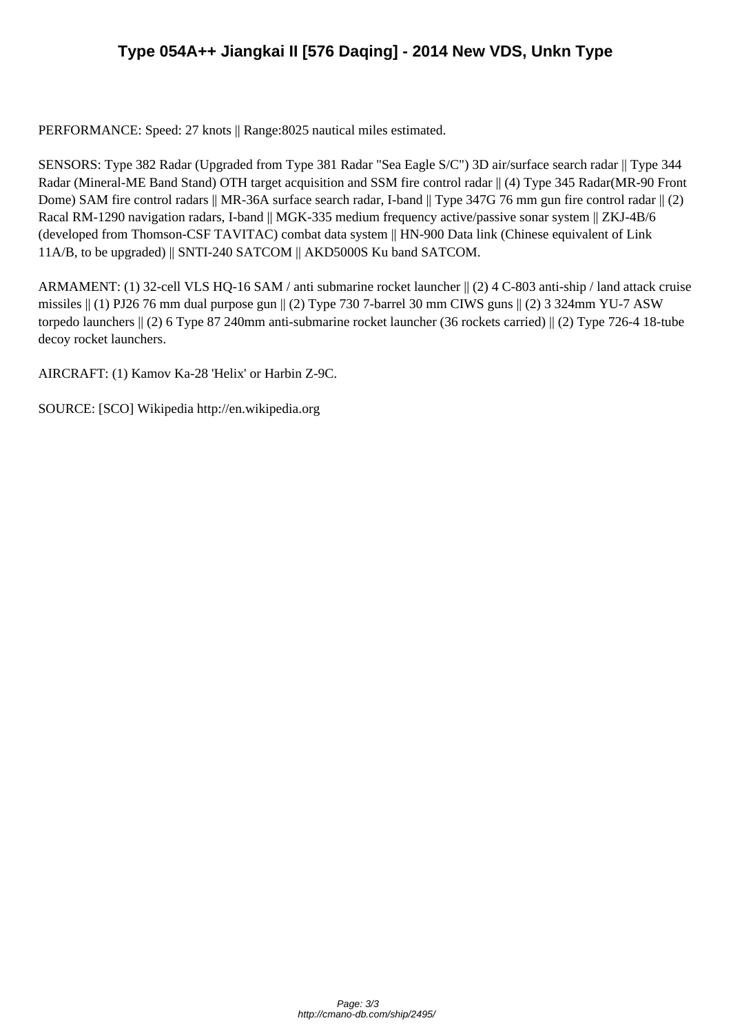PERFORMANCE: Speed: 27 knots || Range:8025 nautical miles estimated.

SENSORS: Type 382 Radar (Upgraded from Type 381 Radar "Sea Eagle S/C") 3D air/surface search radar || Type 344 Radar (Mineral-ME Band Stand) OTH target acquisition and SSM fire control radar || (4) Type 345 Radar(MR-90 Front Dome) SAM fire control radars || MR-36A surface search radar, I-band || Type 347G 76 mm gun fire control radar || (2) Racal RM-1290 navigation radars, I-band || MGK-335 medium frequency active/passive sonar system || ZKJ-4B/6 (developed from Thomson-CSF TAVITAC) combat data system || HN-900 Data link (Chinese equivalent of Link 11A/B, to be upgraded) || SNTI-240 SATCOM || AKD5000S Ku band SATCOM.

ARMAMENT: (1) 32-cell VLS HQ-16 SAM / anti submarine rocket launcher || (2) 4 C-803 anti-ship / land attack cruise missiles || (1) PJ26 76 mm dual purpose gun || (2) Type 730 7-barrel 30 mm CIWS guns || (2) 3 324mm YU-7 ASW torpedo launchers || (2) 6 Type 87 240mm anti-submarine rocket launcher (36 rockets carried) || (2) Type 726-4 18-tube decoy rocket launchers.

AIRCRAFT: (1) Kamov Ka-28 'Helix' or Harbin Z-9C.

SOURCE: [SCO] Wikipedia http://en.wikipedia.org